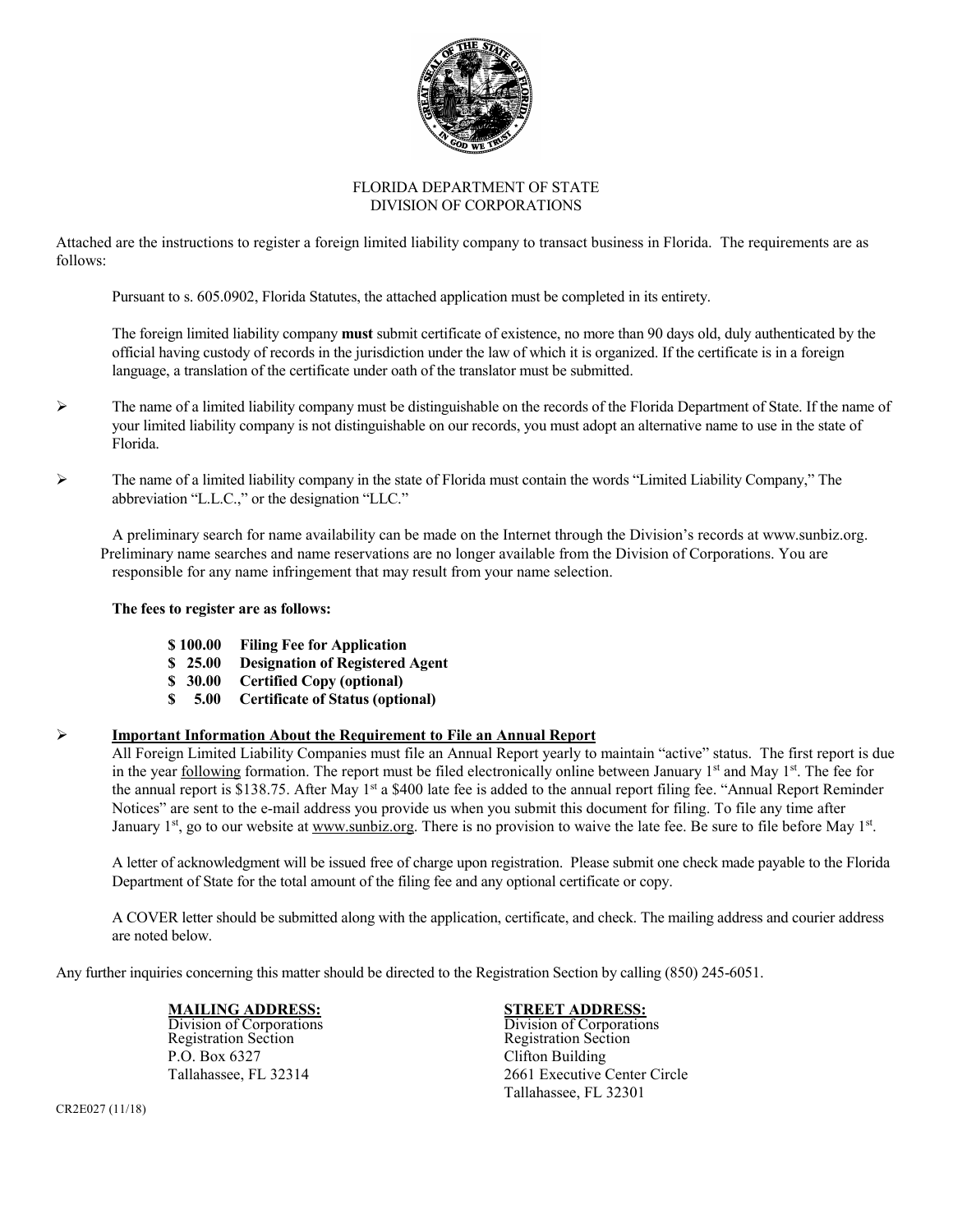FLORIDA DEPARTMENT OF STATE
DIVISION OF CORPORATIONS

Attached are the instructions to register a foreign limited liability company to transact business in Florida. The requirements are as follows:

Pursuant to s. 605.0902, Florida Statutes, the attached application must be completed in its entirety.

The foreign limited liability company **must** submit certificate of existence, no more than 90 days old, duly authenticated by the official having custody of records in the jurisdiction under the law of which it is organized. If the certificate is in a foreign language, a translation of the certificate under oath of the translator must be submitted.

- The name of a limited liability company must be distinguishable on the records of the Florida Department of State. If the name of your limited liability company is not distinguishable on our records, you must adopt an alternative name to use in the state of Florida.
- The name of a limited liability company in the state of Florida must contain the words "Limited Liability Company," The abbreviation "L.L.C.," or the designation "LLC."

A preliminary search for name availability can be made on the Internet through the Division's records at www.sunbiz.org. Preliminary name searches and name reservations are no longer available from the Division of Corporations. You are responsible for any name infringement that may result from your name selection.

**The fees to register are as follows:**

- **$ 100.00 Filing Fee for Application**
- **$ 25.00 Designation of Registered Agent**
- **$ 30.00 Certified Copy (optional)**
- **$ 5.00 Certificate of Status (optional)**

- **Important Information About the Requirement to File an Annual Report**

All Foreign Limited Liability Companies must file an Annual Report yearly to maintain "active" status. The first report is due in the year following formation. The report must be filed electronically online between January 1st and May 1st. The fee for the annual report is $138.75. After May 1st a $400 late fee is added to the annual report filing fee. "Annual Report Reminder Notices" are sent to the e-mail address you provide us when you submit this document for filing. To file any time after January 1st, go to our website at www.sunbiz.org. There is no provision to waive the late fee. Be sure to file before May 1st.

A letter of acknowledgment will be issued free of charge upon registration. Please submit one check made payable to the Florida Department of State for the total amount of the filing fee and any optional certificate or copy.

A COVER letter should be submitted along with the application, certificate, and check. The mailing address and courier address are noted below.

Any further inquiries concerning this matter should be directed to the Registration Section by calling (850) 245-6051.

**MAILING ADDRESS:**
Division of Corporations
Registration Section
P.O. Box 6327
Tallahassee, FL 32314

**STREET ADDRESS:**
Division of Corporations
Registration Section
Clifton Building
2661 Executive Center Circle
Tallahassee, FL 32301

CR2E027 (11/18)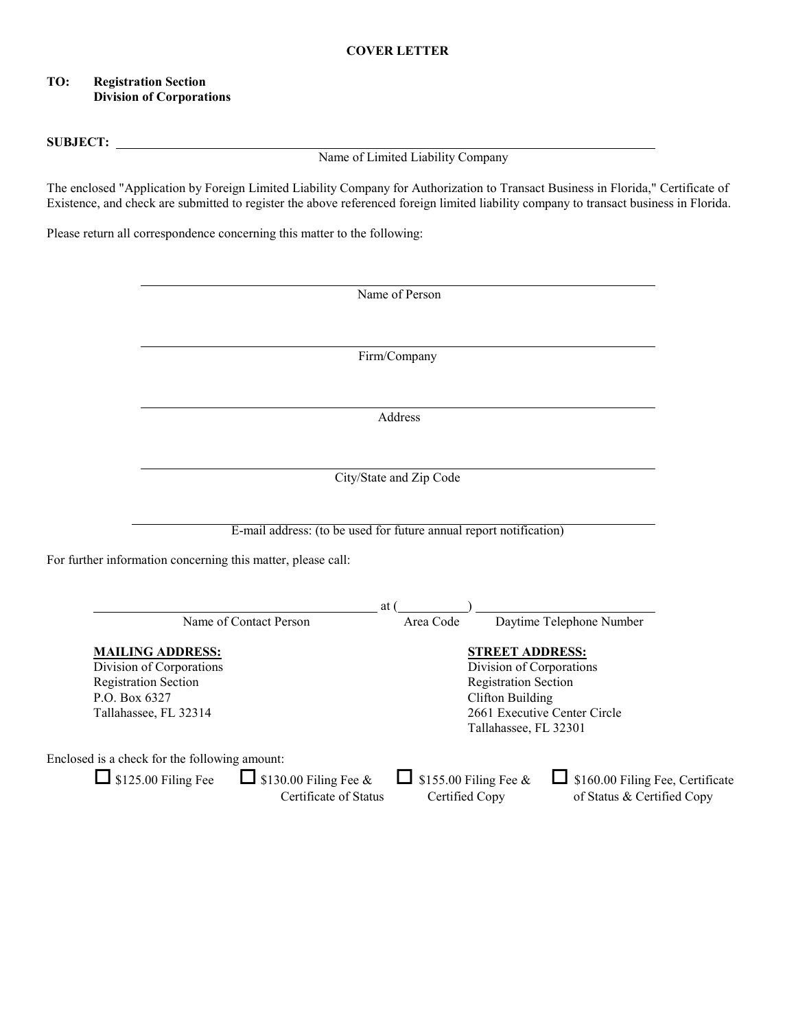# COVER LETTER

**TO: Registration Section**
**Division of Corporations**

**SUBJECT:** ______________________________________________
Name of Limited Liability Company

The enclosed "Application by Foreign Limited Liability Company for Authorization to Transact Business in Florida," Certificate of Existence, and check are submitted to register the above referenced foreign limited liability company to transact business in Florida.

Please return all correspondence concerning this matter to the following:

______________________________________________
Name of Person

______________________________________________
Firm/Company

______________________________________________
Address

______________________________________________
City/State and Zip Code

______________________________________________
E-mail address: (to be used for future annual report notification)

For further information concerning this matter, please call:

______________________________ at (__________) ______________________
Name of Contact Person — Area Code — Daytime Telephone Number

**MAILING ADDRESS:**
Division of Corporations
Registration Section
P.O. Box 6327
Tallahassee, FL 32314

**STREET ADDRESS:**
Division of Corporations
Registration Section
Clifton Building
2661 Executive Center Circle
Tallahassee, FL 32301

Enclosed is a check for the following amount:

- ☐ $125.00 Filing Fee
- ☐ $130.00 Filing Fee & Certificate of Status
- ☐ $155.00 Filing Fee & Certified Copy
- ☐ $160.00 Filing Fee, Certificate of Status & Certified Copy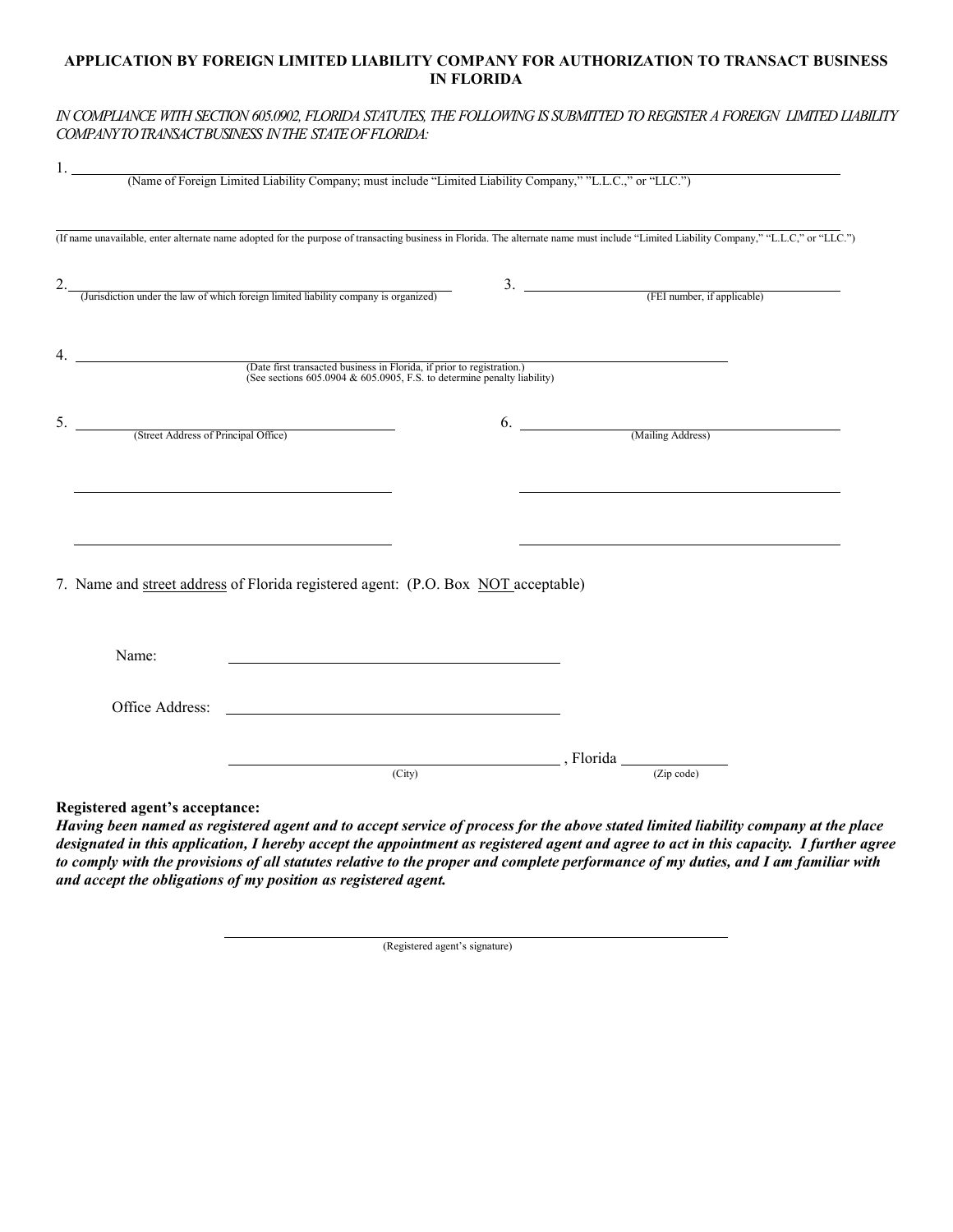## APPLICATION BY FOREIGN LIMITED LIABILITY COMPANY FOR AUTHORIZATION TO TRANSACT BUSINESS IN FLORIDA

*IN COMPLIANCE WITH SECTION 605.0902, FLORIDA STATUTES, THE FOLLOWING IS SUBMITTED TO REGISTER A FOREIGN LIMITED LIABILITY COMPANY TO TRANSACT BUSINESS IN THE STATE OF FLORIDA:*

1. ______________________________________________
(Name of Foreign Limited Liability Company; must include "Limited Liability Company," "L.L.C.," or "LLC.")

______________________________________________
(If name unavailable, enter alternate name adopted for the purpose of transacting business in Florida. The alternate name must include "Limited Liability Company," "L.L.C," or "LLC.")

2. ______________________________________________
(Jurisdiction under the law of which foreign limited liability company is organized)

3. ______________________________________________
(FEI number, if applicable)

4. ______________________________________________
(Date first transacted business in Florida, if prior to registration.)
(See sections 605.0904 & 605.0905, F.S. to determine penalty liability)

5. ______________________________________________
(Street Address of Principal Office)

______________________________________________

______________________________________________

6. ______________________________________________
(Mailing Address)

______________________________________________

______________________________________________

7. Name and street address of Florida registered agent: (P.O. Box NOT acceptable)

Name: ______________________________________________

Office Address: ______________________________________________

______________________________________________ , Florida ______________
(City) (Zip code)

**Registered agent's acceptance:**

***Having been named as registered agent and to accept service of process for the above stated limited liability company at the place designated in this application, I hereby accept the appointment as registered agent and agree to act in this capacity. I further agree to comply with the provisions of all statutes relative to the proper and complete performance of my duties, and I am familiar with and accept the obligations of my position as registered agent.***

______________________________________________
(Registered agent's signature)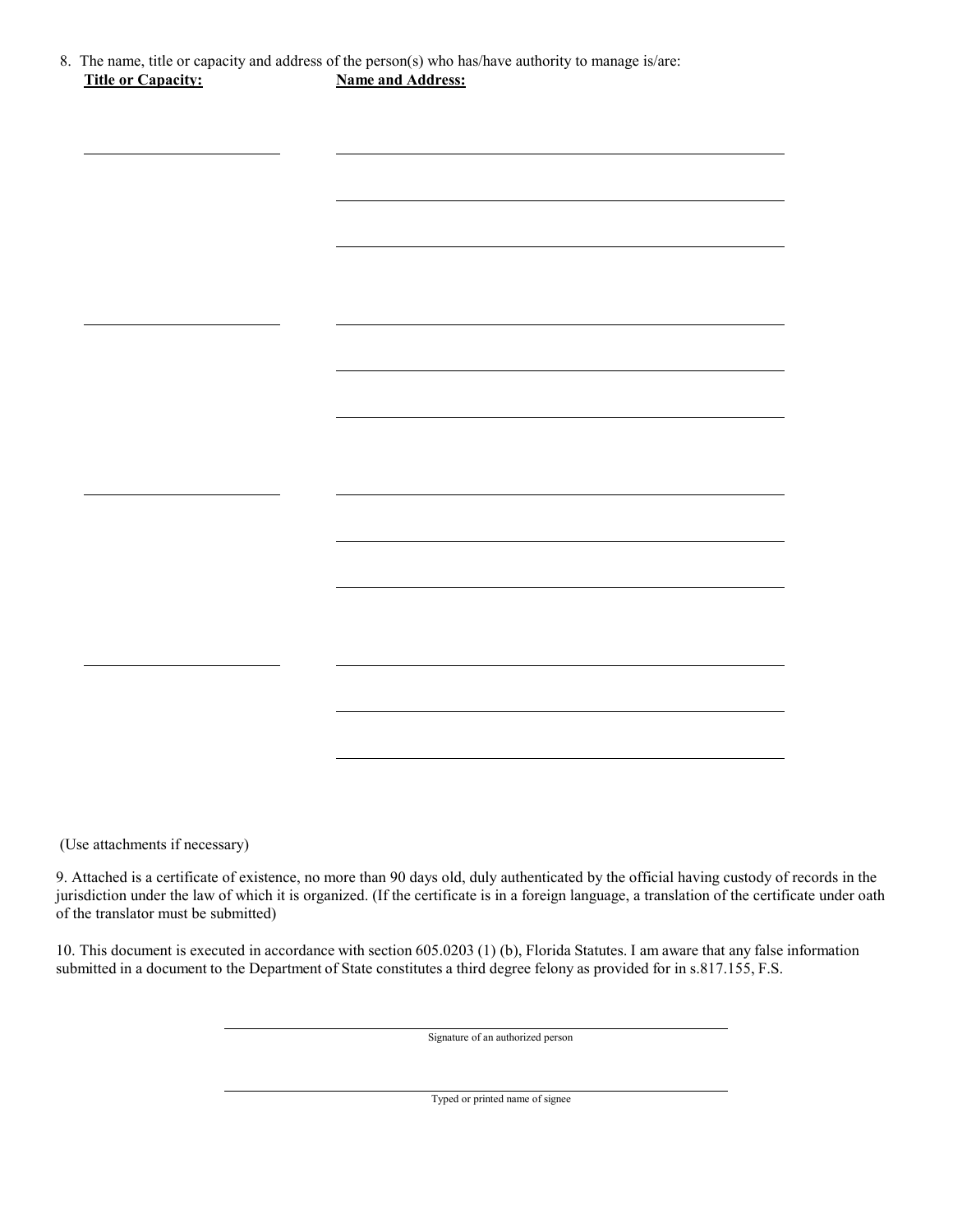8. The name, title or capacity and address of the person(s) who has/have authority to manage is/are:

| **Title or Capacity:** | **Name and Address:** |
| --- | --- |
| \_\_\_\_\_\_\_\_\_\_\_\_\_\_\_\_ | \_\_\_\_\_\_\_\_\_\_\_\_\_\_\_\_\_\_\_\_\_\_\_\_\_\_\_\_\_\_\_\_ |
| | \_\_\_\_\_\_\_\_\_\_\_\_\_\_\_\_\_\_\_\_\_\_\_\_\_\_\_\_\_\_\_\_ |
| | \_\_\_\_\_\_\_\_\_\_\_\_\_\_\_\_\_\_\_\_\_\_\_\_\_\_\_\_\_\_\_\_ |
| \_\_\_\_\_\_\_\_\_\_\_\_\_\_\_\_ | \_\_\_\_\_\_\_\_\_\_\_\_\_\_\_\_\_\_\_\_\_\_\_\_\_\_\_\_\_\_\_\_ |
| | \_\_\_\_\_\_\_\_\_\_\_\_\_\_\_\_\_\_\_\_\_\_\_\_\_\_\_\_\_\_\_\_ |
| | \_\_\_\_\_\_\_\_\_\_\_\_\_\_\_\_\_\_\_\_\_\_\_\_\_\_\_\_\_\_\_\_ |
| \_\_\_\_\_\_\_\_\_\_\_\_\_\_\_\_ | \_\_\_\_\_\_\_\_\_\_\_\_\_\_\_\_\_\_\_\_\_\_\_\_\_\_\_\_\_\_\_\_ |
| | \_\_\_\_\_\_\_\_\_\_\_\_\_\_\_\_\_\_\_\_\_\_\_\_\_\_\_\_\_\_\_\_ |
| | \_\_\_\_\_\_\_\_\_\_\_\_\_\_\_\_\_\_\_\_\_\_\_\_\_\_\_\_\_\_\_\_ |
| \_\_\_\_\_\_\_\_\_\_\_\_\_\_\_\_ | \_\_\_\_\_\_\_\_\_\_\_\_\_\_\_\_\_\_\_\_\_\_\_\_\_\_\_\_\_\_\_\_ |
| | \_\_\_\_\_\_\_\_\_\_\_\_\_\_\_\_\_\_\_\_\_\_\_\_\_\_\_\_\_\_\_\_ |
| | \_\_\_\_\_\_\_\_\_\_\_\_\_\_\_\_\_\_\_\_\_\_\_\_\_\_\_\_\_\_\_\_ |

(Use attachments if necessary)

9. Attached is a certificate of existence, no more than 90 days old, duly authenticated by the official having custody of records in the jurisdiction under the law of which it is organized. (If the certificate is in a foreign language, a translation of the certificate under oath of the translator must be submitted)

10. This document is executed in accordance with section 605.0203 (1) (b), Florida Statutes. I am aware that any false information submitted in a document to the Department of State constitutes a third degree felony as provided for in s.817.155, F.S.

\_\_\_\_\_\_\_\_\_\_\_\_\_\_\_\_\_\_\_\_\_\_\_\_\_\_\_\_\_\_\_\_\_\_\_\_\_\_\_\_

Signature of an authorized person

\_\_\_\_\_\_\_\_\_\_\_\_\_\_\_\_\_\_\_\_\_\_\_\_\_\_\_\_\_\_\_\_\_\_\_\_\_\_\_\_

Typed or printed name of signee